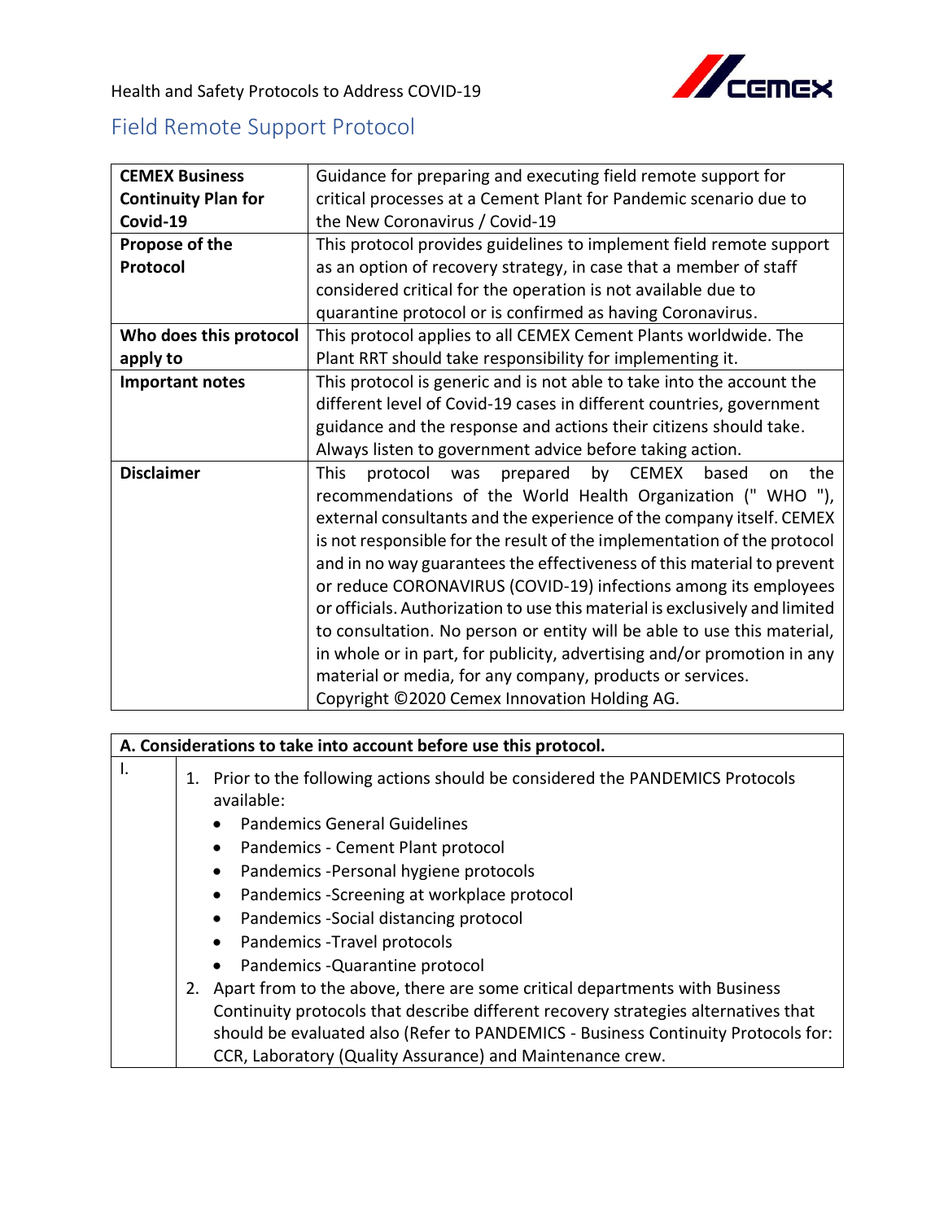Health and Safety Protocols to Address COVID-19

# Field Remote Support Protocol

| | |
|---|---|
| **CEMEX Business Continuity Plan for Covid-19** | Guidance for preparing and executing field remote support for critical processes at a Cement Plant for Pandemic scenario due to the New Coronavirus / Covid-19 |
| **Propose of the Protocol** | This protocol provides guidelines to implement field remote support as an option of recovery strategy, in case that a member of staff considered critical for the operation is not available due to quarantine protocol or is confirmed as having Coronavirus. |
| **Who does this protocol apply to** | This protocol applies to all CEMEX Cement Plants worldwide. The Plant RRT should take responsibility for implementing it. |
| **Important notes** | This protocol is generic and is not able to take into the account the different level of Covid-19 cases in different countries, government guidance and the response and actions their citizens should take. Always listen to government advice before taking action. |
| **Disclaimer** | This protocol was prepared by CEMEX based on the recommendations of the World Health Organization (" WHO "), external consultants and the experience of the company itself. CEMEX is not responsible for the result of the implementation of the protocol and in no way guarantees the effectiveness of this material to prevent or reduce CORONAVIRUS (COVID-19) infections among its employees or officials. Authorization to use this material is exclusively and limited to consultation. No person or entity will be able to use this material, in whole or in part, for publicity, advertising and/or promotion in any material or media, for any company, products or services. Copyright ©2020 Cemex Innovation Holding AG. |

| **A. Considerations to take into account before use this protocol.** | |
|---|---|
| I. | 1. Prior to the following actions should be considered the PANDEMICS Protocols available:<br>• Pandemics General Guidelines<br>• Pandemics - Cement Plant protocol<br>• Pandemics -Personal hygiene protocols<br>• Pandemics -Screening at workplace protocol<br>• Pandemics -Social distancing protocol<br>• Pandemics -Travel protocols<br>• Pandemics -Quarantine protocol<br>2. Apart from to the above, there are some critical departments with Business Continuity protocols that describe different recovery strategies alternatives that should be evaluated also (Refer to PANDEMICS - Business Continuity Protocols for: CCR, Laboratory (Quality Assurance) and Maintenance crew. |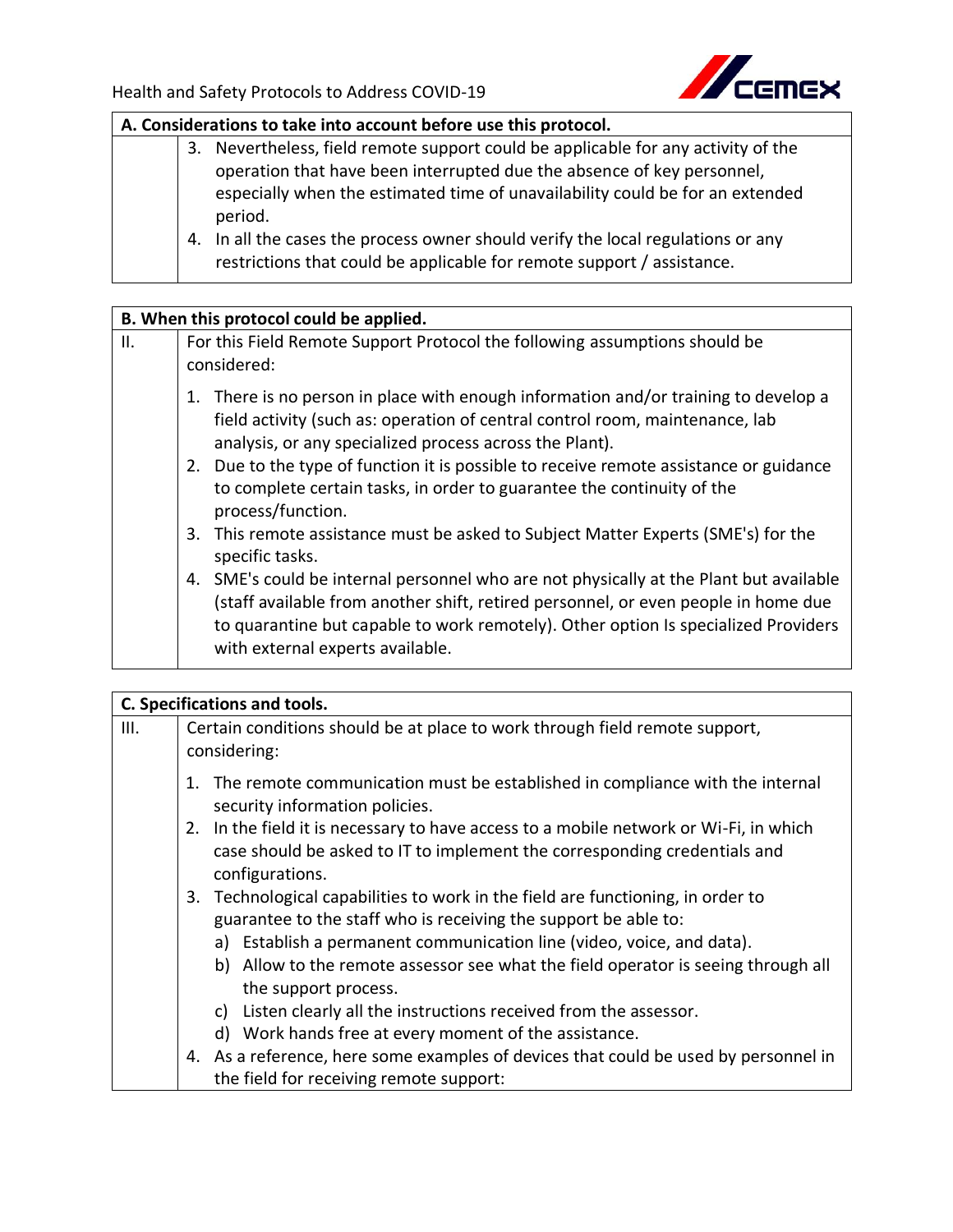| A. Considerations to take into account before use this protocol. | |
|---|---|
| | 3. Nevertheless, field remote support could be applicable for any activity of the operation that have been interrupted due the absence of key personnel, especially when the estimated time of unavailability could be for an extended period.<br>4. In all the cases the process owner should verify the local regulations or any restrictions that could be applicable for remote support / assistance. |

| B. When this protocol could be applied. | |
|---|---|
| II. | For this Field Remote Support Protocol the following assumptions should be considered:<br>1. There is no person in place with enough information and/or training to develop a field activity (such as: operation of central control room, maintenance, lab analysis, or any specialized process across the Plant).<br>2. Due to the type of function it is possible to receive remote assistance or guidance to complete certain tasks, in order to guarantee the continuity of the process/function.<br>3. This remote assistance must be asked to Subject Matter Experts (SME's) for the specific tasks.<br>4. SME's could be internal personnel who are not physically at the Plant but available (staff available from another shift, retired personnel, or even people in home due to quarantine but capable to work remotely). Other option Is specialized Providers with external experts available. |

| C. Specifications and tools. | |
|---|---|
| III. | Certain conditions should be at place to work through field remote support, considering:<br>1. The remote communication must be established in compliance with the internal security information policies.<br>2. In the field it is necessary to have access to a mobile network or Wi-Fi, in which case should be asked to IT to implement the corresponding credentials and configurations.<br>3. Technological capabilities to work in the field are functioning, in order to guarantee to the staff who is receiving the support be able to:<br>a) Establish a permanent communication line (video, voice, and data).<br>b) Allow to the remote assessor see what the field operator is seeing through all the support process.<br>c) Listen clearly all the instructions received from the assessor.<br>d) Work hands free at every moment of the assistance.<br>4. As a reference, here some examples of devices that could be used by personnel in the field for receiving remote support: |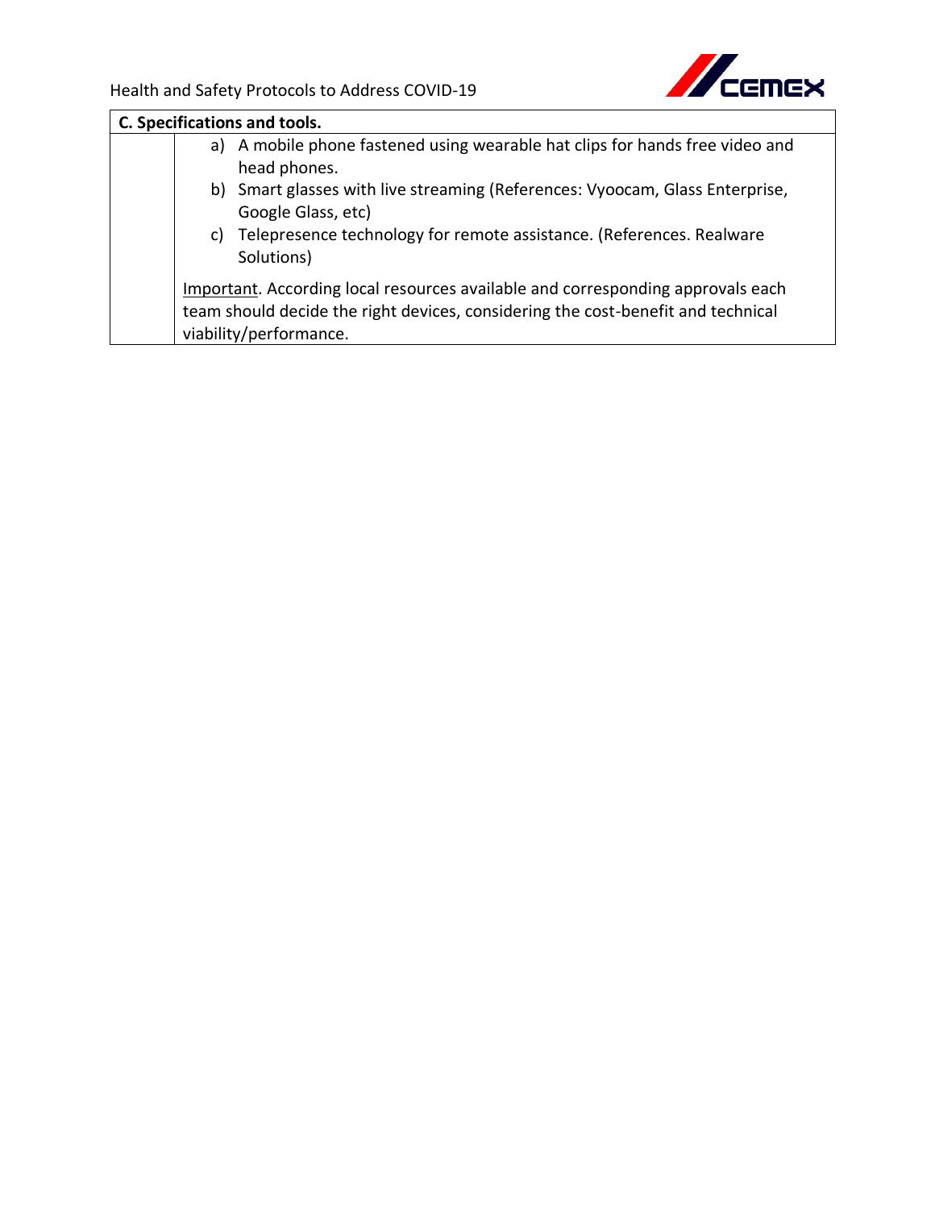| C. Specifications and tools. | |
|---|---|
| | a) A mobile phone fastened using wearable hat clips for hands free video and head phones.<br>b) Smart glasses with live streaming (References: Vyoocam, Glass Enterprise, Google Glass, etc)<br>c) Telepresence technology for remote assistance. (References. Realware Solutions)<br><br>Important. According local resources available and corresponding approvals each team should decide the right devices, considering the cost-benefit and technical viability/performance. |